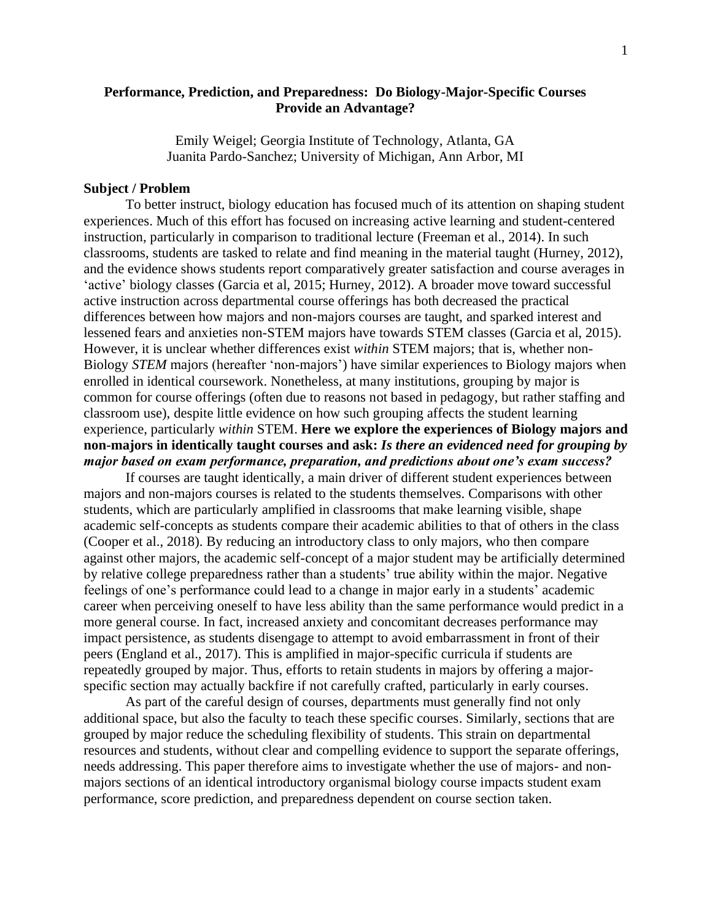# Performance, Prediction, and Preparedness: Do Biology-Major-Specific Courses Provide an Advantage?

Emily Weigel; Georgia Institute of Technology, Atlanta, GA
Juanita Pardo-Sanchez; University of Michigan, Ann Arbor, MI

## Subject / Problem

To better instruct, biology education has focused much of its attention on shaping student experiences. Much of this effort has focused on increasing active learning and student-centered instruction, particularly in comparison to traditional lecture (Freeman et al., 2014). In such classrooms, students are tasked to relate and find meaning in the material taught (Hurney, 2012), and the evidence shows students report comparatively greater satisfaction and course averages in 'active' biology classes (Garcia et al, 2015; Hurney, 2012). A broader move toward successful active instruction across departmental course offerings has both decreased the practical differences between how majors and non-majors courses are taught, and sparked interest and lessened fears and anxieties non-STEM majors have towards STEM classes (Garcia et al, 2015). However, it is unclear whether differences exist *within* STEM majors; that is, whether non-Biology *STEM* majors (hereafter 'non-majors') have similar experiences to Biology majors when enrolled in identical coursework. Nonetheless, at many institutions, grouping by major is common for course offerings (often due to reasons not based in pedagogy, but rather staffing and classroom use), despite little evidence on how such grouping affects the student learning experience, particularly *within* STEM. **Here we explore the experiences of Biology majors and non-majors in identically taught courses and ask: *Is there an evidenced need for grouping by major based on exam performance, preparation, and predictions about one's exam success?***

If courses are taught identically, a main driver of different student experiences between majors and non-majors courses is related to the students themselves. Comparisons with other students, which are particularly amplified in classrooms that make learning visible, shape academic self-concepts as students compare their academic abilities to that of others in the class (Cooper et al., 2018). By reducing an introductory class to only majors, who then compare against other majors, the academic self-concept of a major student may be artificially determined by relative college preparedness rather than a students' true ability within the major. Negative feelings of one's performance could lead to a change in major early in a students' academic career when perceiving oneself to have less ability than the same performance would predict in a more general course. In fact, increased anxiety and concomitant decreases performance may impact persistence, as students disengage to attempt to avoid embarrassment in front of their peers (England et al., 2017). This is amplified in major-specific curricula if students are repeatedly grouped by major. Thus, efforts to retain students in majors by offering a major-specific section may actually backfire if not carefully crafted, particularly in early courses.

As part of the careful design of courses, departments must generally find not only additional space, but also the faculty to teach these specific courses. Similarly, sections that are grouped by major reduce the scheduling flexibility of students. This strain on departmental resources and students, without clear and compelling evidence to support the separate offerings, needs addressing. This paper therefore aims to investigate whether the use of majors- and non-majors sections of an identical introductory organismal biology course impacts student exam performance, score prediction, and preparedness dependent on course section taken.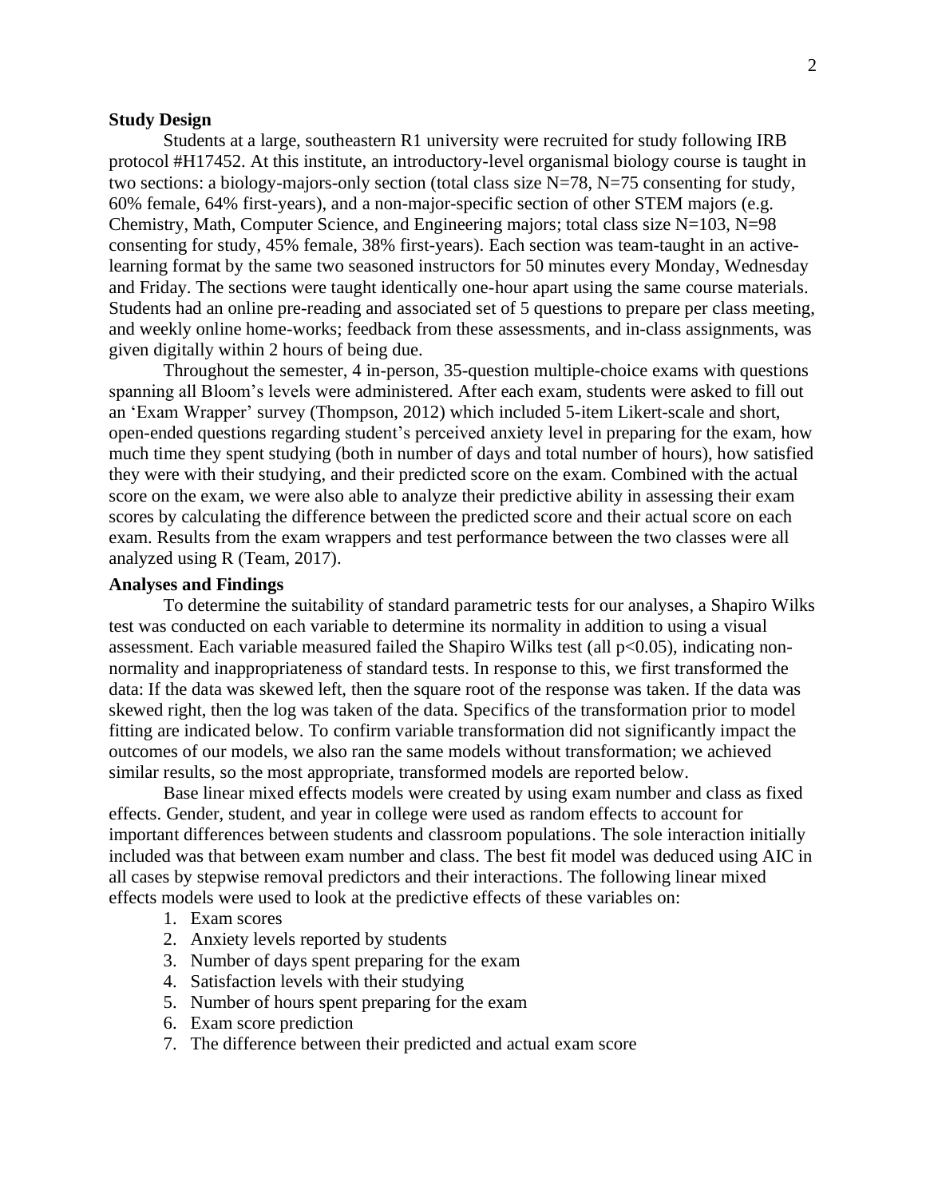**Study Design**

Students at a large, southeastern R1 university were recruited for study following IRB protocol #H17452. At this institute, an introductory-level organismal biology course is taught in two sections: a biology-majors-only section (total class size N=78, N=75 consenting for study, 60% female, 64% first-years), and a non-major-specific section of other STEM majors (e.g. Chemistry, Math, Computer Science, and Engineering majors; total class size N=103, N=98 consenting for study, 45% female, 38% first-years). Each section was team-taught in an active-learning format by the same two seasoned instructors for 50 minutes every Monday, Wednesday and Friday. The sections were taught identically one-hour apart using the same course materials. Students had an online pre-reading and associated set of 5 questions to prepare per class meeting, and weekly online home-works; feedback from these assessments, and in-class assignments, was given digitally within 2 hours of being due.

Throughout the semester, 4 in-person, 35-question multiple-choice exams with questions spanning all Bloom's levels were administered. After each exam, students were asked to fill out an 'Exam Wrapper' survey (Thompson, 2012) which included 5-item Likert-scale and short, open-ended questions regarding student's perceived anxiety level in preparing for the exam, how much time they spent studying (both in number of days and total number of hours), how satisfied they were with their studying, and their predicted score on the exam. Combined with the actual score on the exam, we were also able to analyze their predictive ability in assessing their exam scores by calculating the difference between the predicted score and their actual score on each exam. Results from the exam wrappers and test performance between the two classes were all analyzed using R (Team, 2017).

**Analyses and Findings**

To determine the suitability of standard parametric tests for our analyses, a Shapiro Wilks test was conducted on each variable to determine its normality in addition to using a visual assessment. Each variable measured failed the Shapiro Wilks test (all $p<0.05$), indicating non-normality and inappropriateness of standard tests. In response to this, we first transformed the data: If the data was skewed left, then the square root of the response was taken. If the data was skewed right, then the log was taken of the data. Specifics of the transformation prior to model fitting are indicated below. To confirm variable transformation did not significantly impact the outcomes of our models, we also ran the same models without transformation; we achieved similar results, so the most appropriate, transformed models are reported below.

Base linear mixed effects models were created by using exam number and class as fixed effects. Gender, student, and year in college were used as random effects to account for important differences between students and classroom populations. The sole interaction initially included was that between exam number and class. The best fit model was deduced using AIC in all cases by stepwise removal predictors and their interactions. The following linear mixed effects models were used to look at the predictive effects of these variables on:

1. Exam scores
2. Anxiety levels reported by students
3. Number of days spent preparing for the exam
4. Satisfaction levels with their studying
5. Number of hours spent preparing for the exam
6. Exam score prediction
7. The difference between their predicted and actual exam score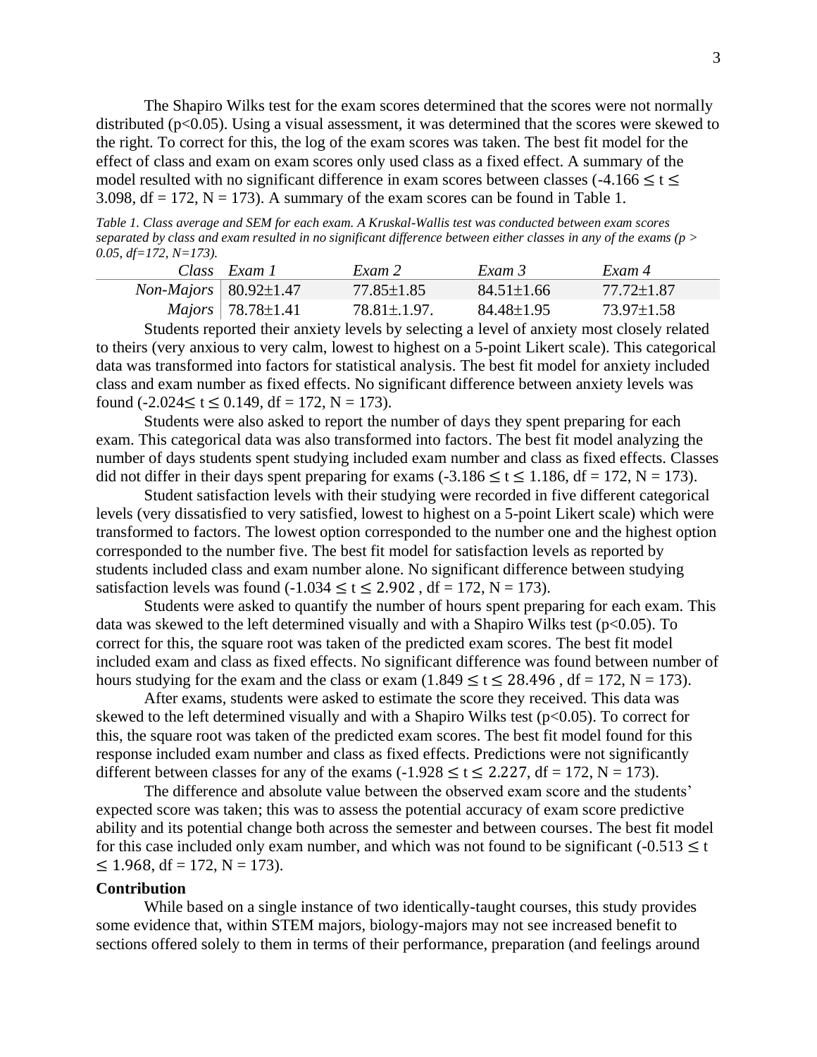The Shapiro Wilks test for the exam scores determined that the scores were not normally distributed ($p<0.05$). Using a visual assessment, it was determined that the scores were skewed to the right. To correct for this, the log of the exam scores was taken. The best fit model for the effect of class and exam on exam scores only used class as a fixed effect. A summary of the model resulted with no significant difference in exam scores between classes ($-4.166 \leq t \leq 3.098$, df = 172, N = 173). A summary of the exam scores can be found in Table 1.

*Table 1. Class average and SEM for each exam. A Kruskal-Wallis test was conducted between exam scores separated by class and exam resulted in no significant difference between either classes in any of the exams ($p > 0.05$, df=172, N=173).*

| *Class* | *Exam 1* | *Exam 2* | *Exam 3* | *Exam 4* |
|---|---|---|---|---|
| *Non-Majors* | 80.92±1.47 | 77.85±1.85 | 84.51±1.66 | 77.72±1.87 |
| *Majors* | 78.78±1.41 | 78.81±.1.97. | 84.48±1.95 | 73.97±1.58 |

Students reported their anxiety levels by selecting a level of anxiety most closely related to theirs (very anxious to very calm, lowest to highest on a 5-point Likert scale). This categorical data was transformed into factors for statistical analysis. The best fit model for anxiety included class and exam number as fixed effects. No significant difference between anxiety levels was found ($-2.024 \leq t \leq 0.149$, df = 172, N = 173).

Students were also asked to report the number of days they spent preparing for each exam. This categorical data was also transformed into factors. The best fit model analyzing the number of days students spent studying included exam number and class as fixed effects. Classes did not differ in their days spent preparing for exams ($-3.186 \leq t \leq 1.186$, df = 172, N = 173).

Student satisfaction levels with their studying were recorded in five different categorical levels (very dissatisfied to very satisfied, lowest to highest on a 5-point Likert scale) which were transformed to factors. The lowest option corresponded to the number one and the highest option corresponded to the number five. The best fit model for satisfaction levels as reported by students included class and exam number alone. No significant difference between studying satisfaction levels was found ($-1.034 \leq t \leq 2.902$ , df = 172, N = 173).

Students were asked to quantify the number of hours spent preparing for each exam. This data was skewed to the left determined visually and with a Shapiro Wilks test ($p<0.05$). To correct for this, the square root was taken of the predicted exam scores. The best fit model included exam and class as fixed effects. No significant difference was found between number of hours studying for the exam and the class or exam ($1.849 \leq t \leq 28.496$ , df = 172, N = 173).

After exams, students were asked to estimate the score they received. This data was skewed to the left determined visually and with a Shapiro Wilks test ($p<0.05$). To correct for this, the square root was taken of the predicted exam scores. The best fit model found for this response included exam number and class as fixed effects. Predictions were not significantly different between classes for any of the exams ($-1.928 \leq t \leq 2.227$, df = 172, N = 173).

The difference and absolute value between the observed exam score and the students' expected score was taken; this was to assess the potential accuracy of exam score predictive ability and its potential change both across the semester and between courses. The best fit model for this case included only exam number, and which was not found to be significant ($-0.513 \leq t \leq 1.968$, df = 172, N = 173).

**Contribution**

While based on a single instance of two identically-taught courses, this study provides some evidence that, within STEM majors, biology-majors may not see increased benefit to sections offered solely to them in terms of their performance, preparation (and feelings around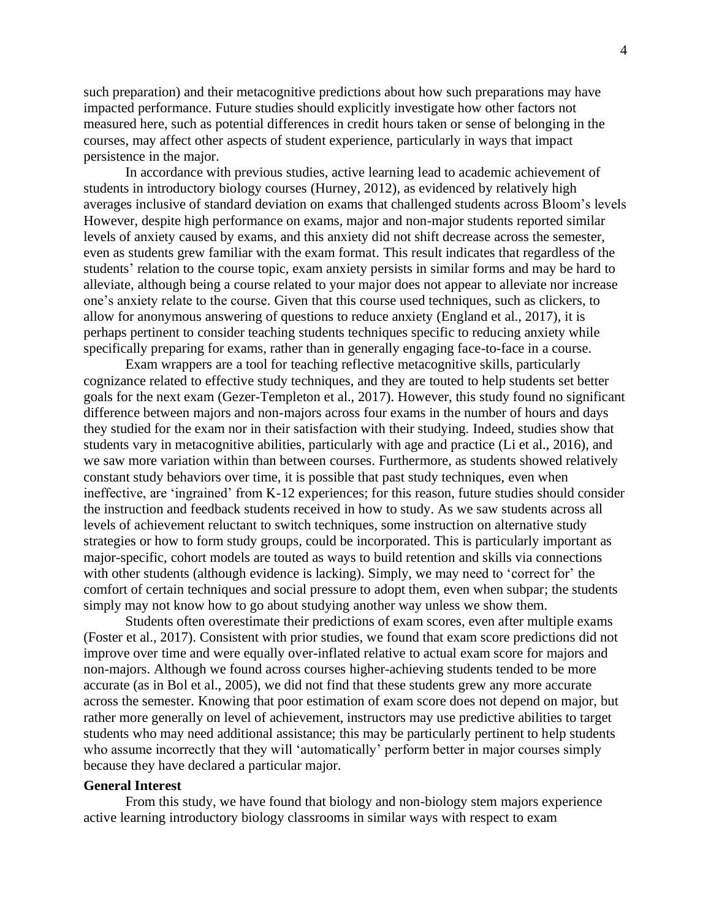such preparation) and their metacognitive predictions about how such preparations may have impacted performance. Future studies should explicitly investigate how other factors not measured here, such as potential differences in credit hours taken or sense of belonging in the courses, may affect other aspects of student experience, particularly in ways that impact persistence in the major.

In accordance with previous studies, active learning lead to academic achievement of students in introductory biology courses (Hurney, 2012), as evidenced by relatively high averages inclusive of standard deviation on exams that challenged students across Bloom's levels However, despite high performance on exams, major and non-major students reported similar levels of anxiety caused by exams, and this anxiety did not shift decrease across the semester, even as students grew familiar with the exam format. This result indicates that regardless of the students' relation to the course topic, exam anxiety persists in similar forms and may be hard to alleviate, although being a course related to your major does not appear to alleviate nor increase one's anxiety relate to the course. Given that this course used techniques, such as clickers, to allow for anonymous answering of questions to reduce anxiety (England et al., 2017), it is perhaps pertinent to consider teaching students techniques specific to reducing anxiety while specifically preparing for exams, rather than in generally engaging face-to-face in a course.

Exam wrappers are a tool for teaching reflective metacognitive skills, particularly cognizance related to effective study techniques, and they are touted to help students set better goals for the next exam (Gezer-Templeton et al., 2017). However, this study found no significant difference between majors and non-majors across four exams in the number of hours and days they studied for the exam nor in their satisfaction with their studying. Indeed, studies show that students vary in metacognitive abilities, particularly with age and practice (Li et al., 2016), and we saw more variation within than between courses. Furthermore, as students showed relatively constant study behaviors over time, it is possible that past study techniques, even when ineffective, are 'ingrained' from K-12 experiences; for this reason, future studies should consider the instruction and feedback students received in how to study. As we saw students across all levels of achievement reluctant to switch techniques, some instruction on alternative study strategies or how to form study groups, could be incorporated. This is particularly important as major-specific, cohort models are touted as ways to build retention and skills via connections with other students (although evidence is lacking). Simply, we may need to 'correct for' the comfort of certain techniques and social pressure to adopt them, even when subpar; the students simply may not know how to go about studying another way unless we show them.

Students often overestimate their predictions of exam scores, even after multiple exams (Foster et al., 2017). Consistent with prior studies, we found that exam score predictions did not improve over time and were equally over-inflated relative to actual exam score for majors and non-majors. Although we found across courses higher-achieving students tended to be more accurate (as in Bol et al., 2005), we did not find that these students grew any more accurate across the semester. Knowing that poor estimation of exam score does not depend on major, but rather more generally on level of achievement, instructors may use predictive abilities to target students who may need additional assistance; this may be particularly pertinent to help students who assume incorrectly that they will 'automatically' perform better in major courses simply because they have declared a particular major.

**General Interest**

From this study, we have found that biology and non-biology stem majors experience active learning introductory biology classrooms in similar ways with respect to exam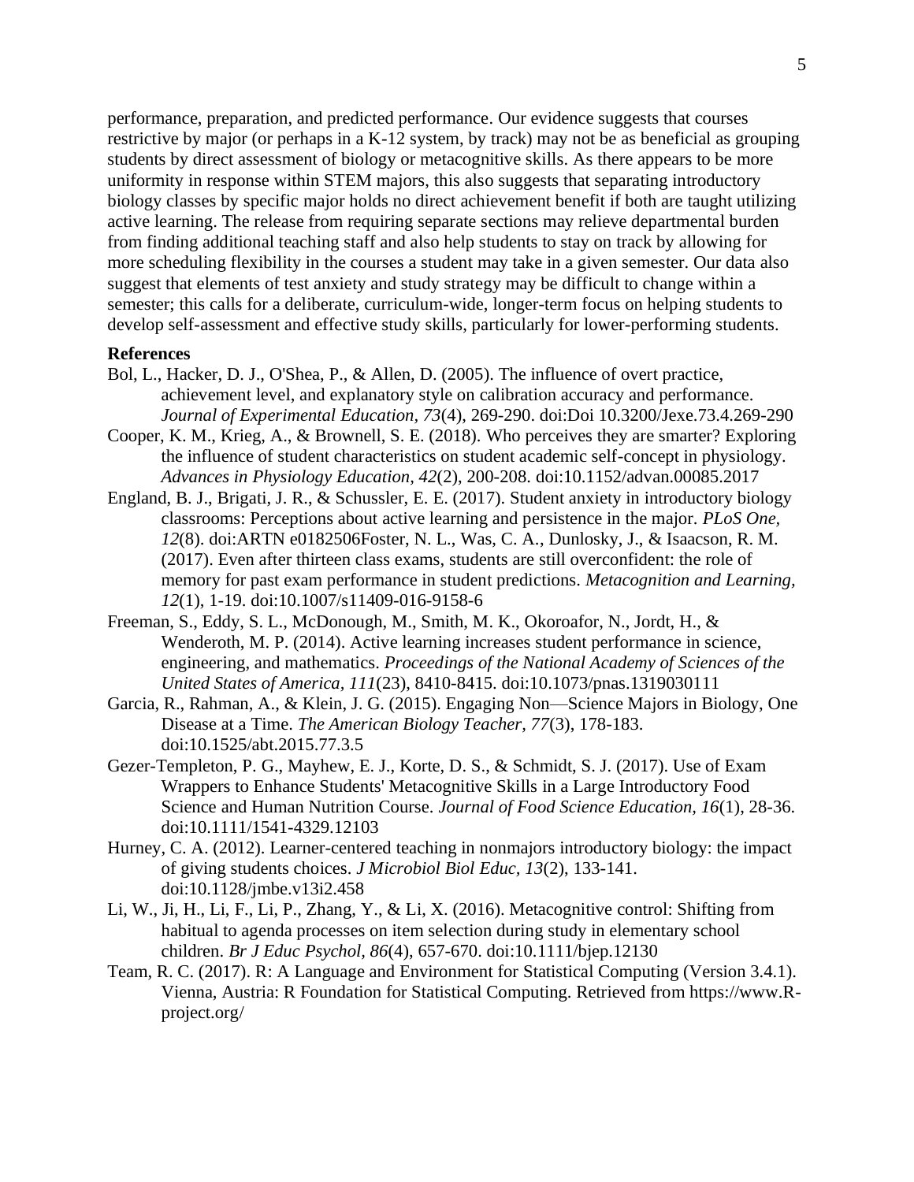performance, preparation, and predicted performance. Our evidence suggests that courses restrictive by major (or perhaps in a K-12 system, by track) may not be as beneficial as grouping students by direct assessment of biology or metacognitive skills. As there appears to be more uniformity in response within STEM majors, this also suggests that separating introductory biology classes by specific major holds no direct achievement benefit if both are taught utilizing active learning. The release from requiring separate sections may relieve departmental burden from finding additional teaching staff and also help students to stay on track by allowing for more scheduling flexibility in the courses a student may take in a given semester. Our data also suggest that elements of test anxiety and study strategy may be difficult to change within a semester; this calls for a deliberate, curriculum-wide, longer-term focus on helping students to develop self-assessment and effective study skills, particularly for lower-performing students.

**References**

Bol, L., Hacker, D. J., O'Shea, P., & Allen, D. (2005). The influence of overt practice, achievement level, and explanatory style on calibration accuracy and performance. *Journal of Experimental Education, 73*(4), 269-290. doi:Doi 10.3200/Jexe.73.4.269-290

Cooper, K. M., Krieg, A., & Brownell, S. E. (2018). Who perceives they are smarter? Exploring the influence of student characteristics on student academic self-concept in physiology. *Advances in Physiology Education, 42*(2), 200-208. doi:10.1152/advan.00085.2017

England, B. J., Brigati, J. R., & Schussler, E. E. (2017). Student anxiety in introductory biology classrooms: Perceptions about active learning and persistence in the major. *PLoS One, 12*(8). doi:ARTN e0182506Foster, N. L., Was, C. A., Dunlosky, J., & Isaacson, R. M. (2017). Even after thirteen class exams, students are still overconfident: the role of memory for past exam performance in student predictions. *Metacognition and Learning, 12*(1), 1-19. doi:10.1007/s11409-016-9158-6

Freeman, S., Eddy, S. L., McDonough, M., Smith, M. K., Okoroafor, N., Jordt, H., & Wenderoth, M. P. (2014). Active learning increases student performance in science, engineering, and mathematics. *Proceedings of the National Academy of Sciences of the United States of America, 111*(23), 8410-8415. doi:10.1073/pnas.1319030111

Garcia, R., Rahman, A., & Klein, J. G. (2015). Engaging Non—Science Majors in Biology, One Disease at a Time. *The American Biology Teacher, 77*(3), 178-183. doi:10.1525/abt.2015.77.3.5

Gezer-Templeton, P. G., Mayhew, E. J., Korte, D. S., & Schmidt, S. J. (2017). Use of Exam Wrappers to Enhance Students' Metacognitive Skills in a Large Introductory Food Science and Human Nutrition Course. *Journal of Food Science Education, 16*(1), 28-36. doi:10.1111/1541-4329.12103

Hurney, C. A. (2012). Learner-centered teaching in nonmajors introductory biology: the impact of giving students choices. *J Microbiol Biol Educ, 13*(2), 133-141. doi:10.1128/jmbe.v13i2.458

Li, W., Ji, H., Li, F., Li, P., Zhang, Y., & Li, X. (2016). Metacognitive control: Shifting from habitual to agenda processes on item selection during study in elementary school children. *Br J Educ Psychol, 86*(4), 657-670. doi:10.1111/bjep.12130

Team, R. C. (2017). R: A Language and Environment for Statistical Computing (Version 3.4.1). Vienna, Austria: R Foundation for Statistical Computing. Retrieved from https://www.R-project.org/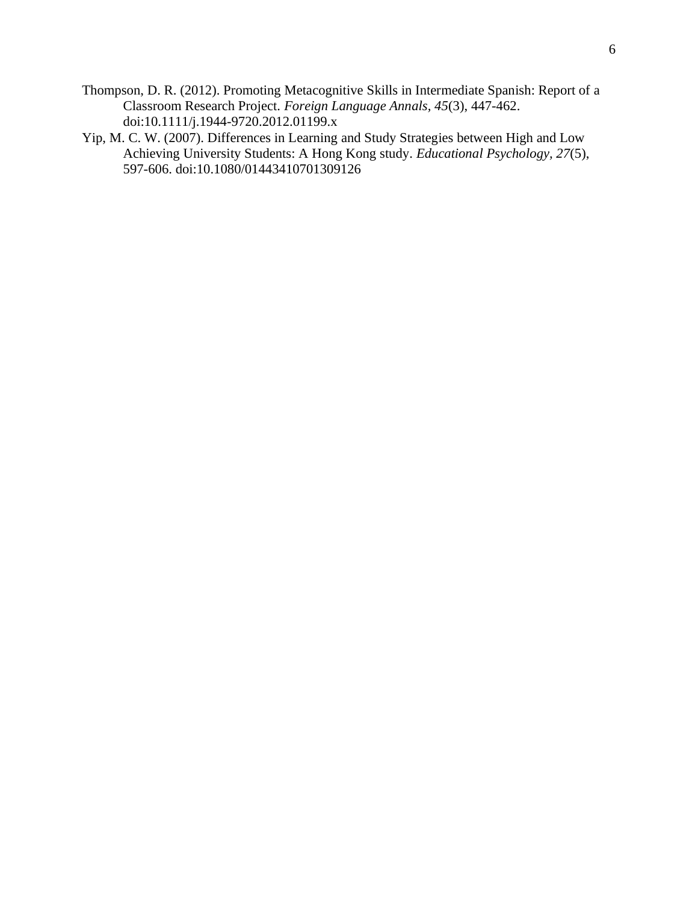Thompson, D. R. (2012). Promoting Metacognitive Skills in Intermediate Spanish: Report of a Classroom Research Project. *Foreign Language Annals, 45*(3), 447-462. doi:10.1111/j.1944-9720.2012.01199.x

Yip, M. C. W. (2007). Differences in Learning and Study Strategies between High and Low Achieving University Students: A Hong Kong study. *Educational Psychology, 27*(5), 597-606. doi:10.1080/01443410701309126